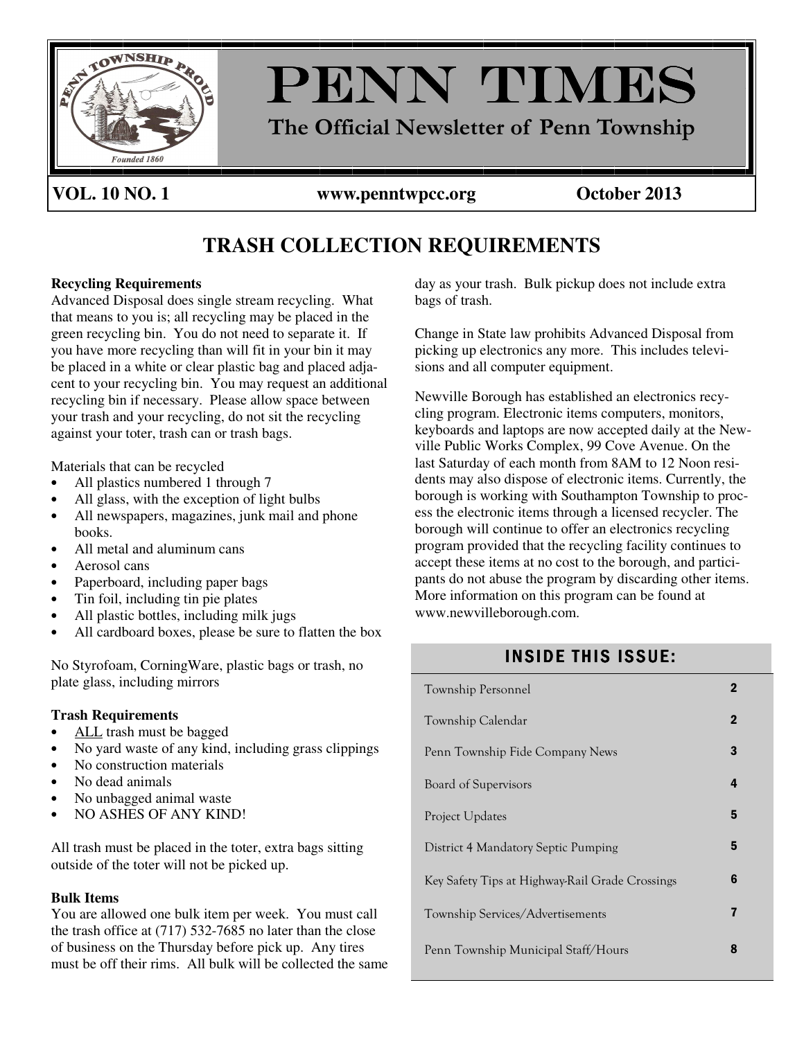# PENN TIMES

**The Official Newsletter of Penn Township**

**VOL. 10 NO. 1** **www.penntwpcc.org** **October 2013**

## TRASH COLLECTION REQUIREMENTS

**Recycling Requirements**

Advanced Disposal does single stream recycling. What that means to you is; all recycling may be placed in the green recycling bin. You do not need to separate it. If you have more recycling than will fit in your bin it may be placed in a white or clear plastic bag and placed adjacent to your recycling bin. You may request an additional recycling bin if necessary. Please allow space between your trash and your recycling, do not sit the recycling against your toter, trash can or trash bags.

Materials that can be recycled

- All plastics numbered 1 through 7
- All glass, with the exception of light bulbs
- All newspapers, magazines, junk mail and phone books.
- All metal and aluminum cans
- Aerosol cans
- Paperboard, including paper bags
- Tin foil, including tin pie plates
- All plastic bottles, including milk jugs
- All cardboard boxes, please be sure to flatten the box

No Styrofoam, CorningWare, plastic bags or trash, no plate glass, including mirrors

**Trash Requirements**

- ALL trash must be bagged
- No yard waste of any kind, including grass clippings
- No construction materials
- No dead animals
- No unbagged animal waste
- NO ASHES OF ANY KIND!

All trash must be placed in the toter, extra bags sitting outside of the toter will not be picked up.

**Bulk Items**

You are allowed one bulk item per week. You must call the trash office at (717) 532-7685 no later than the close of business on the Thursday before pick up. Any tires must be off their rims. All bulk will be collected the same day as your trash. Bulk pickup does not include extra bags of trash.

Change in State law prohibits Advanced Disposal from picking up electronics any more. This includes televisions and all computer equipment.

Newville Borough has established an electronics recycling program. Electronic items computers, monitors, keyboards and laptops are now accepted daily at the Newville Public Works Complex, 99 Cove Avenue. On the last Saturday of each month from 8AM to 12 Noon residents may also dispose of electronic items. Currently, the borough is working with Southampton Township to process the electronic items through a licensed recycler. The borough will continue to offer an electronics recycling program provided that the recycling facility continues to accept these items at no cost to the borough, and participants do not abuse the program by discarding other items. More information on this program can be found at www.newvilleborough.com.

### INSIDE THIS ISSUE:

| Section | Page |
|---|---|
| Township Personnel | 2 |
| Township Calendar | 2 |
| Penn Township Fide Company News | 3 |
| Board of Supervisors | 4 |
| Project Updates | 5 |
| District 4 Mandatory Septic Pumping | 5 |
| Key Safety Tips at Highway-Rail Grade Crossings | 6 |
| Township Services/Advertisements | 7 |
| Penn Township Municipal Staff/Hours | 8 |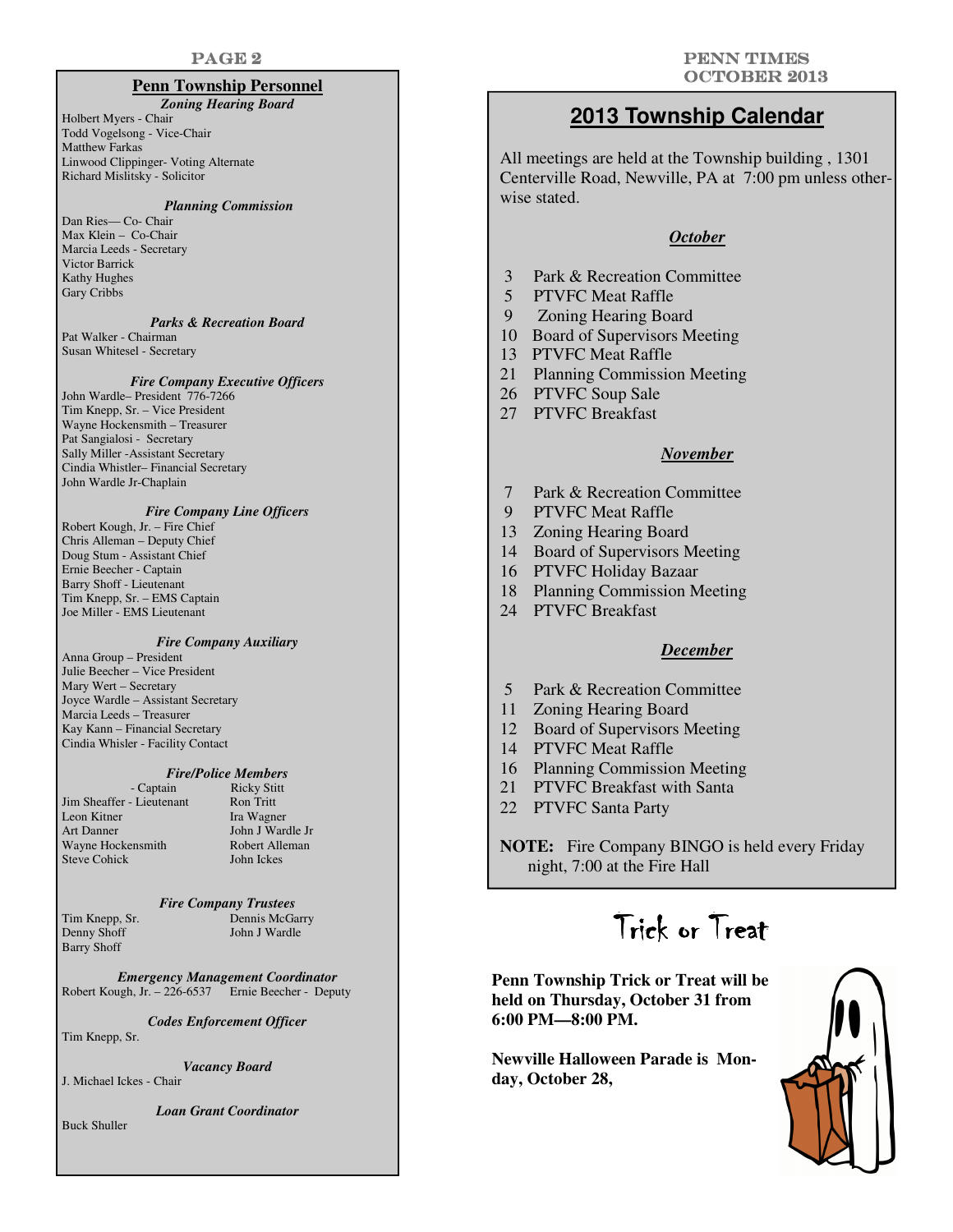## Penn Township Personnel

### *Zoning Hearing Board*

Holbert Myers - Chair
Todd Vogelsong - Vice-Chair
Matthew Farkas
Linwood Clippinger- Voting Alternate
Richard Mislitsky - Solicitor

### *Planning Commission*

Dan Ries— Co- Chair
Max Klein – Co-Chair
Marcia Leeds - Secretary
Victor Barrick
Kathy Hughes
Gary Cribbs

### *Parks & Recreation Board*

Pat Walker - Chairman
Susan Whitesel - Secretary

### *Fire Company Executive Officers*

John Wardle– President 776-7266
Tim Knepp, Sr. – Vice President
Wayne Hockensmith – Treasurer
Pat Sangialosi - Secretary
Sally Miller -Assistant Secretary
Cindia Whistler– Financial Secretary
John Wardle Jr-Chaplain

### *Fire Company Line Officers*

Robert Kough, Jr. – Fire Chief
Chris Alleman – Deputy Chief
Doug Stum - Assistant Chief
Ernie Beecher - Captain
Barry Shoff - Lieutenant
Tim Knepp, Sr. – EMS Captain
Joe Miller - EMS Lieutenant

### *Fire Company Auxiliary*

Anna Group – President
Julie Beecher – Vice President
Mary Wert – Secretary
Joyce Wardle – Assistant Secretary
Marcia Leeds – Treasurer
Kay Kann – Financial Secretary
Cindia Whisler - Facility Contact

### *Fire/Police Members*

- Captain
Jim Sheaffer - Lieutenant
Leon Kitner
Art Danner
Wayne Hockensmith
Steve Cohick
Ricky Stitt
Ron Tritt
Ira Wagner
John J Wardle Jr
Robert Alleman
John Ickes

### *Fire Company Trustees*

Tim Knepp, Sr.
Denny Shoff
Barry Shoff
Dennis McGarry
John J Wardle

### *Emergency Management Coordinator*

Robert Kough, Jr. – 226-6537 Ernie Beecher - Deputy

### *Codes Enforcement Officer*

Tim Knepp, Sr.

### *Vacancy Board*

J. Michael Ickes - Chair

### *Loan Grant Coordinator*

Buck Shuller

## 2013 Township Calendar

All meetings are held at the Township building , 1301 Centerville Road, Newville, PA at 7:00 pm unless otherwise stated.

### *October*

3 Park & Recreation Committee
5 PTVFC Meat Raffle
9 Zoning Hearing Board
10 Board of Supervisors Meeting
13 PTVFC Meat Raffle
21 Planning Commission Meeting
26 PTVFC Soup Sale
27 PTVFC Breakfast

### *November*

7 Park & Recreation Committee
9 PTVFC Meat Raffle
13 Zoning Hearing Board
14 Board of Supervisors Meeting
16 PTVFC Holiday Bazaar
18 Planning Commission Meeting
24 PTVFC Breakfast

### *December*

5 Park & Recreation Committee
11 Zoning Hearing Board
12 Board of Supervisors Meeting
14 PTVFC Meat Raffle
16 Planning Commission Meeting
21 PTVFC Breakfast with Santa
22 PTVFC Santa Party

**NOTE:** Fire Company BINGO is held every Friday night, 7:00 at the Fire Hall

## Trick or Treat

**Penn Township Trick or Treat will be held on Thursday, October 31 from 6:00 PM—8:00 PM.**

**Newville Halloween Parade is Monday, October 28,**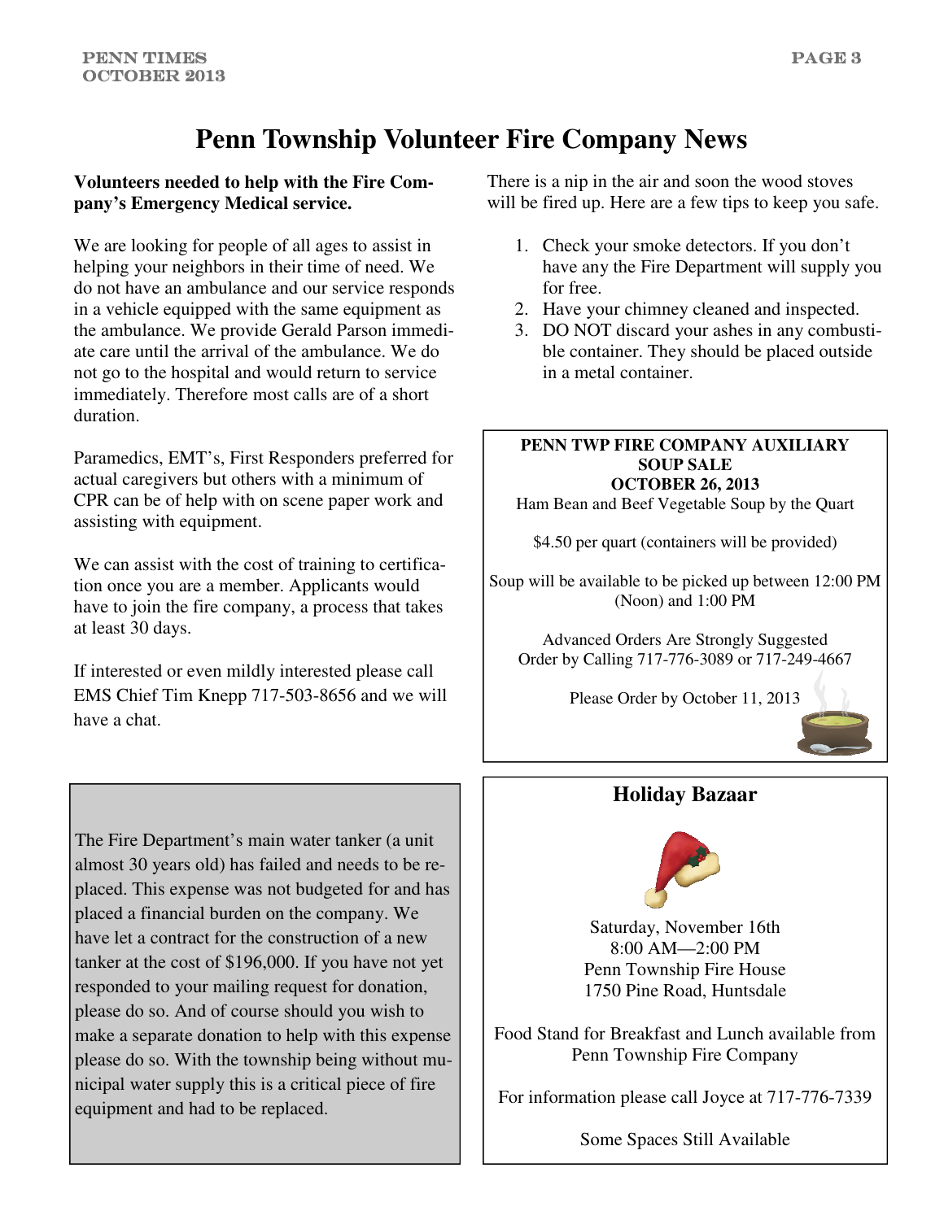# Penn Township Volunteer Fire Company News

**Volunteers needed to help with the Fire Company's Emergency Medical service.**

We are looking for people of all ages to assist in helping your neighbors in their time of need. We do not have an ambulance and our service responds in a vehicle equipped with the same equipment as the ambulance. We provide Gerald Parson immediate care until the arrival of the ambulance. We do not go to the hospital and would return to service immediately. Therefore most calls are of a short duration.

Paramedics, EMT's, First Responders preferred for actual caregivers but others with a minimum of CPR can be of help with on scene paper work and assisting with equipment.

We can assist with the cost of training to certification once you are a member. Applicants would have to join the fire company, a process that takes at least 30 days.

If interested or even mildly interested please call EMS Chief Tim Knepp 717-503-8656 and we will have a chat.

The Fire Department's main water tanker (a unit almost 30 years old) has failed and needs to be replaced. This expense was not budgeted for and has placed a financial burden on the company. We have let a contract for the construction of a new tanker at the cost of $196,000. If you have not yet responded to your mailing request for donation, please do so. And of course should you wish to make a separate donation to help with this expense please do so. With the township being without municipal water supply this is a critical piece of fire equipment and had to be replaced.

There is a nip in the air and soon the wood stoves will be fired up. Here are a few tips to keep you safe.

1. Check your smoke detectors. If you don't have any the Fire Department will supply you for free.
2. Have your chimney cleaned and inspected.
3. DO NOT discard your ashes in any combustible container. They should be placed outside in a metal container.

**PENN TWP FIRE COMPANY AUXILIARY**
**SOUP SALE**
**OCTOBER 26, 2013**

Ham Bean and Beef Vegetable Soup by the Quart

$4.50 per quart (containers will be provided)

Soup will be available to be picked up between 12:00 PM (Noon) and 1:00 PM

Advanced Orders Are Strongly Suggested
Order by Calling 717-776-3089 or 717-249-4667

Please Order by October 11, 2013

## Holiday Bazaar

Saturday, November 16th
8:00 AM—2:00 PM
Penn Township Fire House
1750 Pine Road, Huntsdale

Food Stand for Breakfast and Lunch available from Penn Township Fire Company

For information please call Joyce at 717-776-7339

Some Spaces Still Available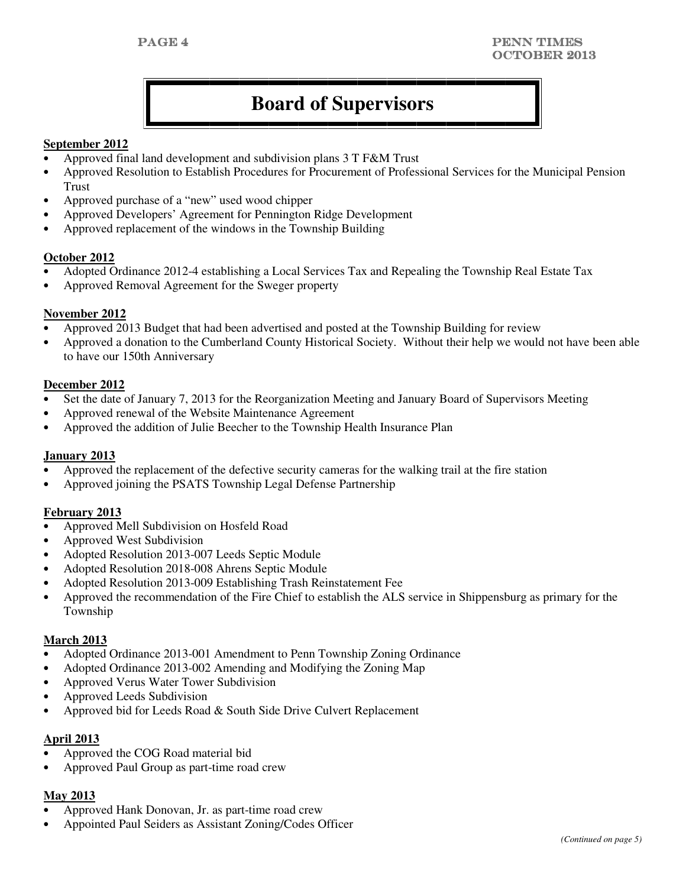# Board of Supervisors

**September 2012**

- Approved final land development and subdivision plans 3 T F&M Trust
- Approved Resolution to Establish Procedures for Procurement of Professional Services for the Municipal Pension Trust
- Approved purchase of a "new" used wood chipper
- Approved Developers' Agreement for Pennington Ridge Development
- Approved replacement of the windows in the Township Building

**October 2012**

- Adopted Ordinance 2012-4 establishing a Local Services Tax and Repealing the Township Real Estate Tax
- Approved Removal Agreement for the Sweger property

**November 2012**

- Approved 2013 Budget that had been advertised and posted at the Township Building for review
- Approved a donation to the Cumberland County Historical Society. Without their help we would not have been able to have our 150th Anniversary

**December 2012**

- Set the date of January 7, 2013 for the Reorganization Meeting and January Board of Supervisors Meeting
- Approved renewal of the Website Maintenance Agreement
- Approved the addition of Julie Beecher to the Township Health Insurance Plan

**January 2013**

- Approved the replacement of the defective security cameras for the walking trail at the fire station
- Approved joining the PSATS Township Legal Defense Partnership

**February 2013**

- Approved Mell Subdivision on Hosfeld Road
- Approved West Subdivision
- Adopted Resolution 2013-007 Leeds Septic Module
- Adopted Resolution 2018-008 Ahrens Septic Module
- Adopted Resolution 2013-009 Establishing Trash Reinstatement Fee
- Approved the recommendation of the Fire Chief to establish the ALS service in Shippensburg as primary for the Township

**March 2013**

- Adopted Ordinance 2013-001 Amendment to Penn Township Zoning Ordinance
- Adopted Ordinance 2013-002 Amending and Modifying the Zoning Map
- Approved Verus Water Tower Subdivision
- Approved Leeds Subdivision
- Approved bid for Leeds Road & South Side Drive Culvert Replacement

**April 2013**

- Approved the COG Road material bid
- Approved Paul Group as part-time road crew

**May 2013**

- Approved Hank Donovan, Jr. as part-time road crew
- Appointed Paul Seiders as Assistant Zoning/Codes Officer

*(Continued on page 5)*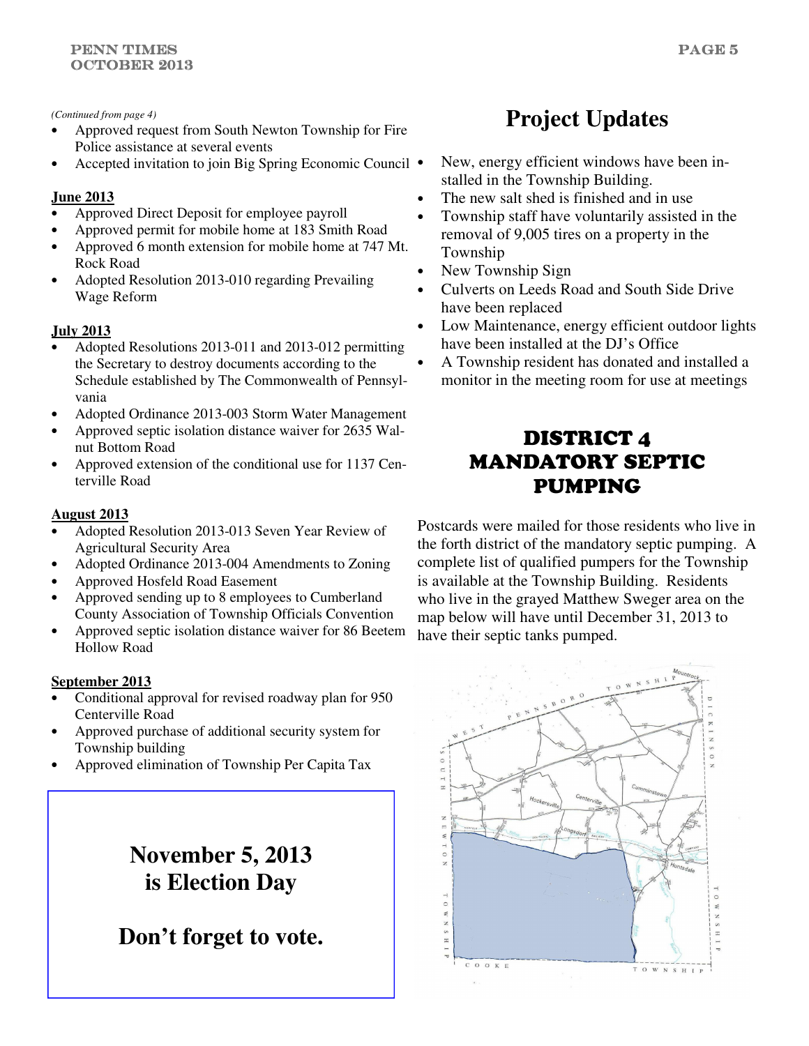*(Continued from page 4)*

- Approved request from South Newton Township for Fire Police assistance at several events
- Accepted invitation to join Big Spring Economic Council

**June 2013**

- Approved Direct Deposit for employee payroll
- Approved permit for mobile home at 183 Smith Road
- Approved 6 month extension for mobile home at 747 Mt. Rock Road
- Adopted Resolution 2013-010 regarding Prevailing Wage Reform

**July 2013**

- Adopted Resolutions 2013-011 and 2013-012 permitting the Secretary to destroy documents according to the Schedule established by The Commonwealth of Pennsylvania
- Adopted Ordinance 2013-003 Storm Water Management
- Approved septic isolation distance waiver for 2635 Walnut Bottom Road
- Approved extension of the conditional use for 1137 Centerville Road

**August 2013**

- Adopted Resolution 2013-013 Seven Year Review of Agricultural Security Area
- Adopted Ordinance 2013-004 Amendments to Zoning
- Approved Hosfeld Road Easement
- Approved sending up to 8 employees to Cumberland County Association of Township Officials Convention
- Approved septic isolation distance waiver for 86 Beetem Hollow Road

**September 2013**

- Conditional approval for revised roadway plan for 950 Centerville Road
- Approved purchase of additional security system for Township building
- Approved elimination of Township Per Capita Tax

**November 5, 2013 is Election Day**

**Don't forget to vote.**

# Project Updates

- New, energy efficient windows have been installed in the Township Building.
- The new salt shed is finished and in use
- Township staff have voluntarily assisted in the removal of 9,005 tires on a property in the Township
- New Township Sign
- Culverts on Leeds Road and South Side Drive have been replaced
- Low Maintenance, energy efficient outdoor lights have been installed at the DJ's Office
- A Township resident has donated and installed a monitor in the meeting room for use at meetings

## DISTRICT 4 MANDATORY SEPTIC PUMPING

Postcards were mailed for those residents who live in the forth district of the mandatory septic pumping. A complete list of qualified pumpers for the Township is available at the Township Building. Residents who live in the grayed Matthew Sweger area on the map below will have until December 31, 2013 to have their septic tanks pumped.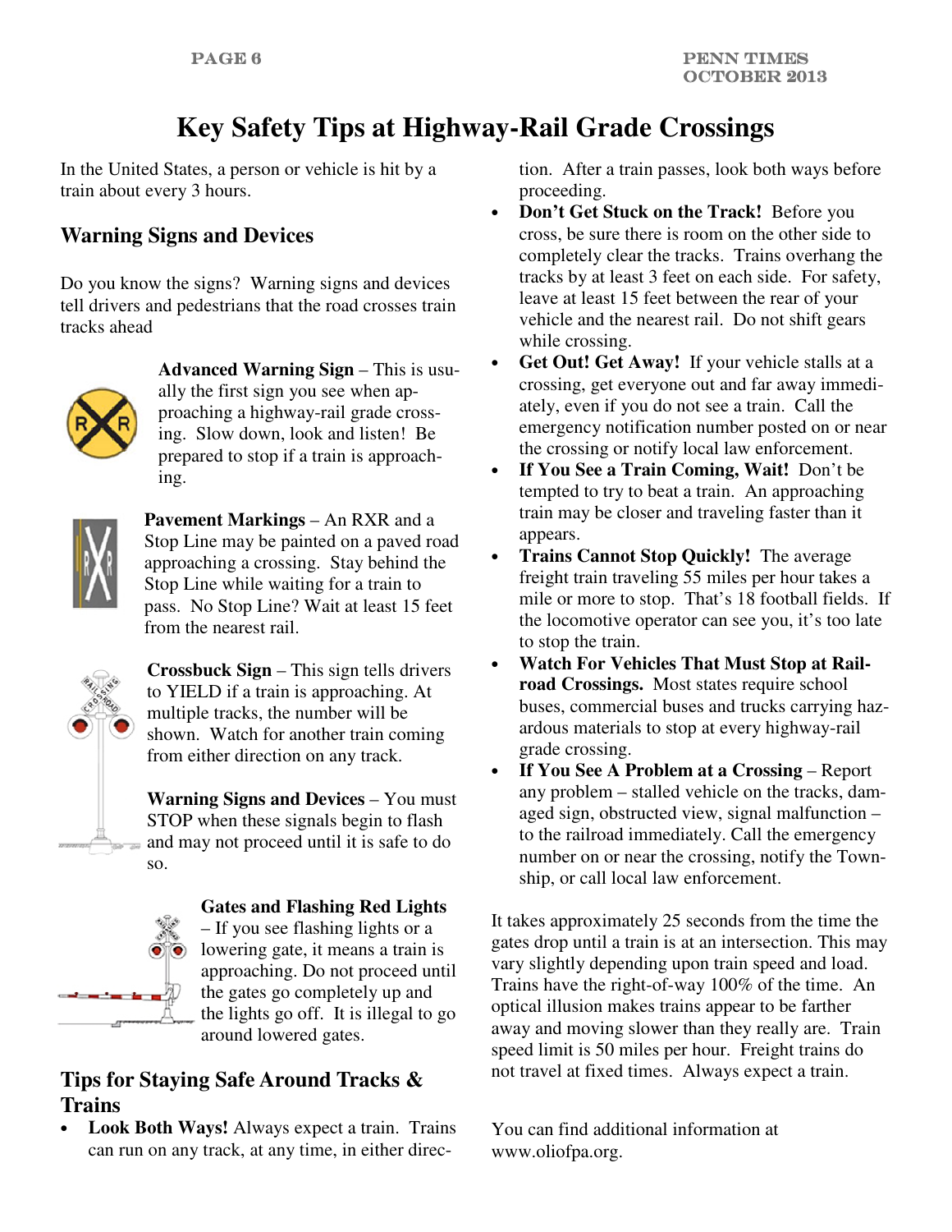# Key Safety Tips at Highway-Rail Grade Crossings

In the United States, a person or vehicle is hit by a train about every 3 hours.

## Warning Signs and Devices

Do you know the signs? Warning signs and devices tell drivers and pedestrians that the road crosses train tracks ahead

**Advanced Warning Sign** – This is usually the first sign you see when approaching a highway-rail grade crossing. Slow down, look and listen! Be prepared to stop if a train is approaching.

**Pavement Markings** – An RXR and a Stop Line may be painted on a paved road approaching a crossing. Stay behind the Stop Line while waiting for a train to pass. No Stop Line? Wait at least 15 feet from the nearest rail.

**Crossbuck Sign** – This sign tells drivers to YIELD if a train is approaching. At multiple tracks, the number will be shown. Watch for another train coming from either direction on any track.

**Warning Signs and Devices** – You must STOP when these signals begin to flash and may not proceed until it is safe to do so.

**Gates and Flashing Red Lights** – If you see flashing lights or a lowering gate, it means a train is approaching. Do not proceed until the gates go completely up and the lights go off. It is illegal to go around lowered gates.

## Tips for Staying Safe Around Tracks & Trains

- **Look Both Ways!** Always expect a train. Trains can run on any track, at any time, in either direction. After a train passes, look both ways before proceeding.
- **Don't Get Stuck on the Track!** Before you cross, be sure there is room on the other side to completely clear the tracks. Trains overhang the tracks by at least 3 feet on each side. For safety, leave at least 15 feet between the rear of your vehicle and the nearest rail. Do not shift gears while crossing.
- **Get Out! Get Away!** If your vehicle stalls at a crossing, get everyone out and far away immediately, even if you do not see a train. Call the emergency notification number posted on or near the crossing or notify local law enforcement.
- **If You See a Train Coming, Wait!** Don't be tempted to try to beat a train. An approaching train may be closer and traveling faster than it appears.
- **Trains Cannot Stop Quickly!** The average freight train traveling 55 miles per hour takes a mile or more to stop. That's 18 football fields. If the locomotive operator can see you, it's too late to stop the train.
- **Watch For Vehicles That Must Stop at Railroad Crossings.** Most states require school buses, commercial buses and trucks carrying hazardous materials to stop at every highway-rail grade crossing.
- **If You See A Problem at a Crossing** – Report any problem – stalled vehicle on the tracks, damaged sign, obstructed view, signal malfunction – to the railroad immediately. Call the emergency number on or near the crossing, notify the Township, or call local law enforcement.

It takes approximately 25 seconds from the time the gates drop until a train is at an intersection. This may vary slightly depending upon train speed and load. Trains have the right-of-way 100% of the time. An optical illusion makes trains appear to be farther away and moving slower than they really are. Train speed limit is 50 miles per hour. Freight trains do not travel at fixed times. Always expect a train.

You can find additional information at www.oliofpa.org.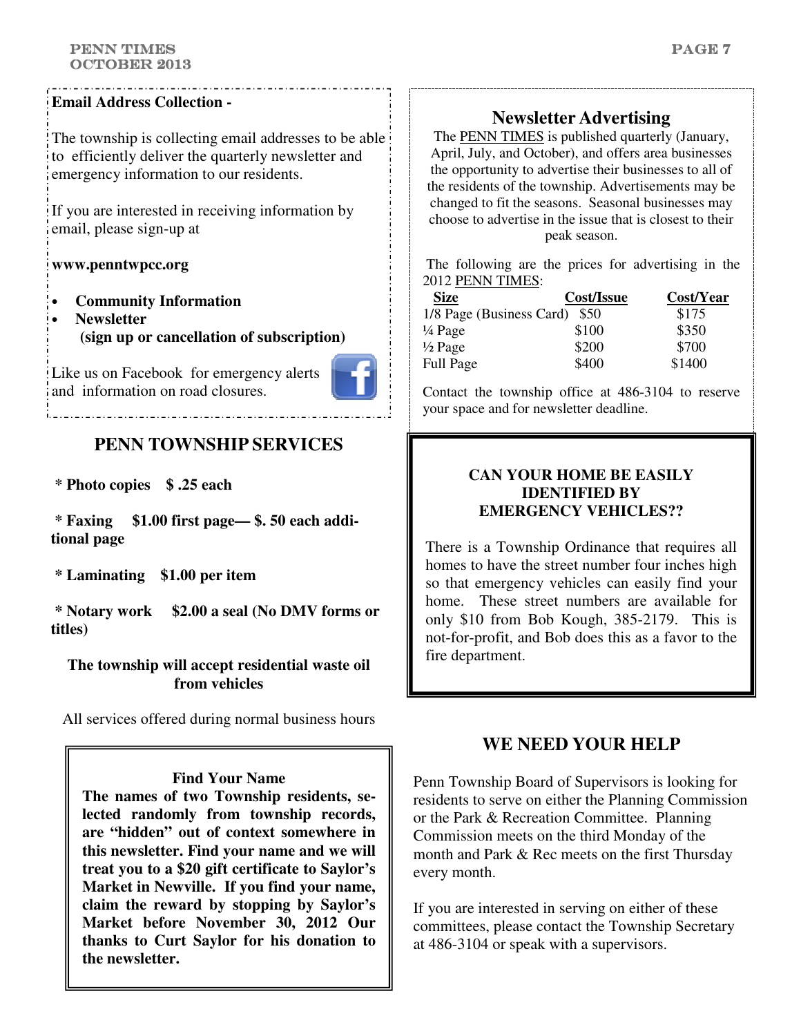**Email Address Collection -**

The township is collecting email addresses to be able to efficiently deliver the quarterly newsletter and emergency information to our residents.

If you are interested in receiving information by email, please sign-up at

**www.penntwpcc.org**

- **Community Information**
- **Newsletter**
  **(sign up or cancellation of subscription)**

Like us on Facebook for emergency alerts and information on road closures.

## PENN TOWNSHIP SERVICES

**\* Photo copies $ .25 each**

**\* Faxing $1.00 first page— $. 50 each additional page**

**\* Laminating $1.00 per item**

**\* Notary work $2.00 a seal (No DMV forms or titles)**

**The township will accept residential waste oil from vehicles**

All services offered during normal business hours

**Find Your Name**

**The names of two Township residents, selected randomly from township records, are "hidden" out of context somewhere in this newsletter. Find your name and we will treat you to a $20 gift certificate to Saylor's Market in Newville. If you find your name, claim the reward by stopping by Saylor's Market before November 30, 2012 Our thanks to Curt Saylor for his donation to the newsletter.**

## Newsletter Advertising

The PENN TIMES is published quarterly (January, April, July, and October), and offers area businesses the opportunity to advertise their businesses to all of the residents of the township. Advertisements may be changed to fit the seasons. Seasonal businesses may choose to advertise in the issue that is closest to their peak season.

The following are the prices for advertising in the 2012 PENN TIMES:

| Size | Cost/Issue | Cost/Year |
|---|---|---|
| 1/8 Page (Business Card) | $50 | $175 |
| ¼ Page | $100 | $350 |
| ½ Page | $200 | $700 |
| Full Page | $400 | $1400 |

Contact the township office at 486-3104 to reserve your space and for newsletter deadline.

**CAN YOUR HOME BE EASILY IDENTIFIED BY EMERGENCY VEHICLES??**

There is a Township Ordinance that requires all homes to have the street number four inches high so that emergency vehicles can easily find your home. These street numbers are available for only $10 from Bob Kough, 385-2179. This is not-for-profit, and Bob does this as a favor to the fire department.

## WE NEED YOUR HELP

Penn Township Board of Supervisors is looking for residents to serve on either the Planning Commission or the Park & Recreation Committee. Planning Commission meets on the third Monday of the month and Park & Rec meets on the first Thursday every month.

If you are interested in serving on either of these committees, please contact the Township Secretary at 486-3104 or speak with a supervisors.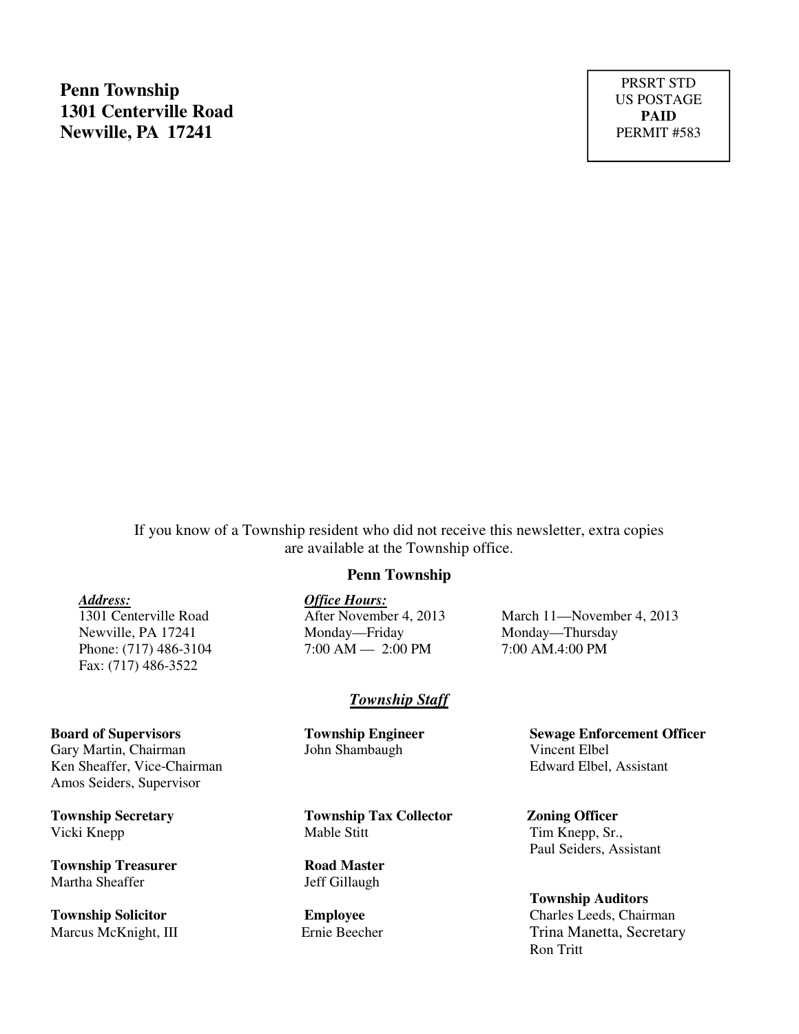**Penn Township**
**1301 Centerville Road**
**Newville, PA 17241**

PRSRT STD
US POSTAGE
**PAID**
PERMIT #583

If you know of a Township resident who did not receive this newsletter, extra copies are available at the Township office.

**Penn Township**

***Address:***
1301 Centerville Road
Newville, PA 17241
Phone: (717) 486-3104
Fax: (717) 486-3522

***Office Hours:***
After November 4, 2013
Monday—Friday
7:00 AM — 2:00 PM

March 11—November 4, 2013
Monday—Thursday
7:00 AM.4:00 PM

## *Township Staff*

**Board of Supervisors**
Gary Martin, Chairman
Ken Sheaffer, Vice-Chairman
Amos Seiders, Supervisor

**Township Secretary**
Vicki Knepp

**Township Treasurer**
Martha Sheaffer

**Township Solicitor**
Marcus McKnight, III

**Township Engineer**
John Shambaugh

**Township Tax Collector**
Mable Stitt

**Road Master**
Jeff Gillaugh

**Employee**
Ernie Beecher

**Sewage Enforcement Officer**
Vincent Elbel
Edward Elbel, Assistant

**Zoning Officer**
Tim Knepp, Sr.,
Paul Seiders, Assistant

**Township Auditors**
Charles Leeds, Chairman
Trina Manetta, Secretary
Ron Tritt